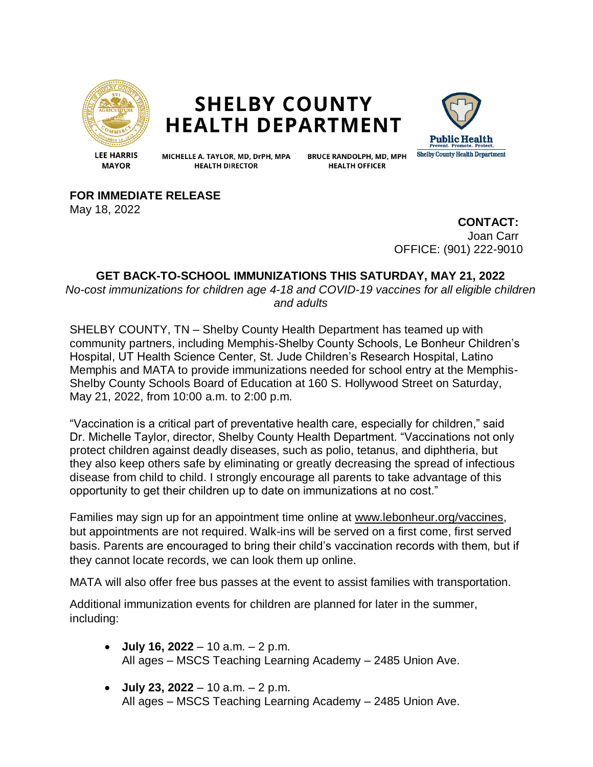# SHELBY COUNTY HEALTH DEPARTMENT

**LEE HARRIS**
**MAYOR**

**MICHELLE A. TAYLOR, MD, DrPH, MPA**
**HEALTH DIRECTOR**

**BRUCE RANDOLPH, MD, MPH**
**HEALTH OFFICER**

**Public Health**
Prevent. Promote. Protect.
Shelby County Health Department

**FOR IMMEDIATE RELEASE**
May 18, 2022

**CONTACT:**
Joan Carr
OFFICE: (901) 222-9010

## GET BACK-TO-SCHOOL IMMUNIZATIONS THIS SATURDAY, MAY 21, 2022

*No-cost immunizations for children age 4-18 and COVID-19 vaccines for all eligible children and adults*

SHELBY COUNTY, TN – Shelby County Health Department has teamed up with community partners, including Memphis-Shelby County Schools, Le Bonheur Children's Hospital, UT Health Science Center, St. Jude Children's Research Hospital, Latino Memphis and MATA to provide immunizations needed for school entry at the Memphis-Shelby County Schools Board of Education at 160 S. Hollywood Street on Saturday, May 21, 2022, from 10:00 a.m. to 2:00 p.m.

"Vaccination is a critical part of preventative health care, especially for children," said Dr. Michelle Taylor, director, Shelby County Health Department. "Vaccinations not only protect children against deadly diseases, such as polio, tetanus, and diphtheria, but they also keep others safe by eliminating or greatly decreasing the spread of infectious disease from child to child. I strongly encourage all parents to take advantage of this opportunity to get their children up to date on immunizations at no cost."

Families may sign up for an appointment time online at www.lebonheur.org/vaccines, but appointments are not required. Walk-ins will be served on a first come, first served basis. Parents are encouraged to bring their child's vaccination records with them, but if they cannot locate records, we can look them up online.

MATA will also offer free bus passes at the event to assist families with transportation.

Additional immunization events for children are planned for later in the summer, including:

- **July 16, 2022** – 10 a.m. – 2 p.m.
  All ages – MSCS Teaching Learning Academy – 2485 Union Ave.

- **July 23, 2022** – 10 a.m. – 2 p.m.
  All ages – MSCS Teaching Learning Academy – 2485 Union Ave.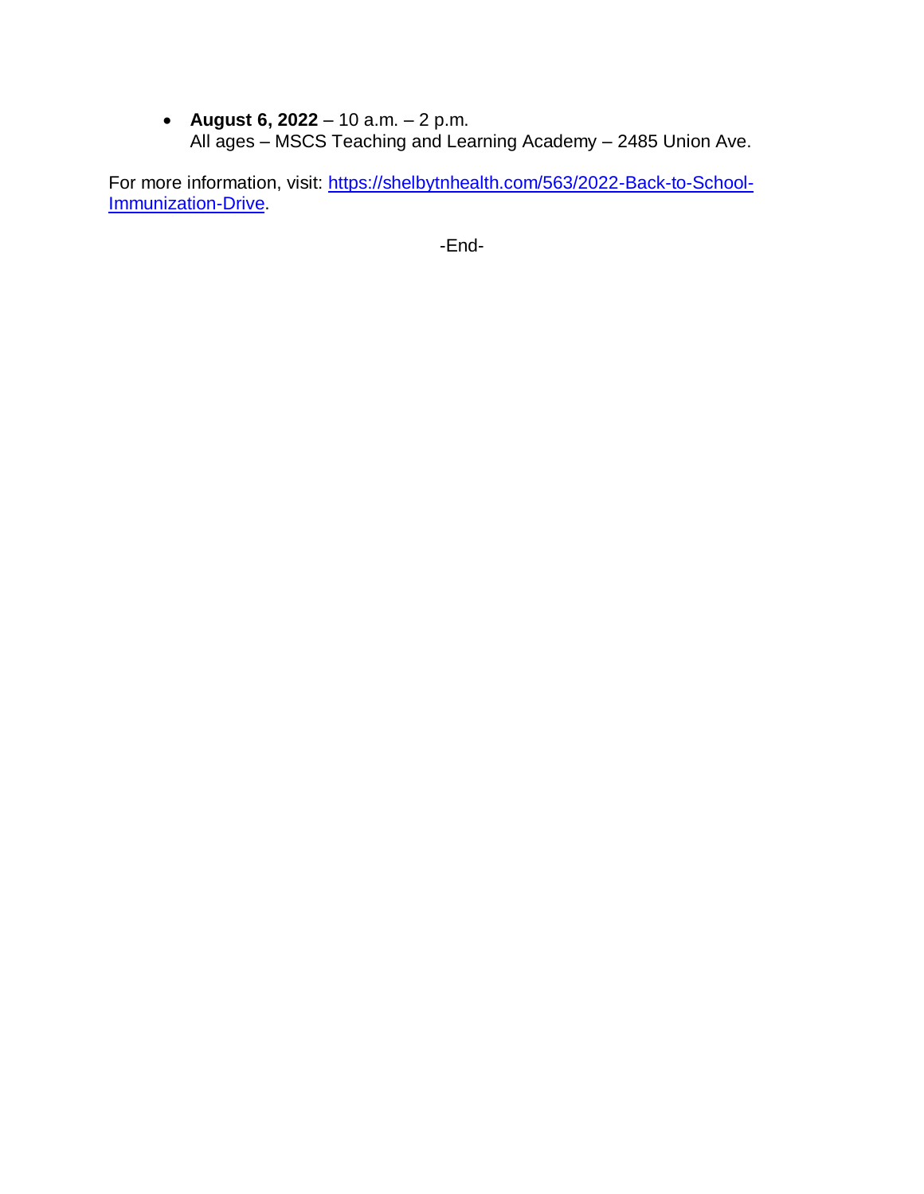- **August 6, 2022** – 10 a.m. – 2 p.m.
  All ages – MSCS Teaching and Learning Academy – 2485 Union Ave.

For more information, visit: [https://shelbytnhealth.com/563/2022-Back-to-School-Immunization-Drive](https://shelbytnhealth.com/563/2022-Back-to-School-Immunization-Drive).

-End-